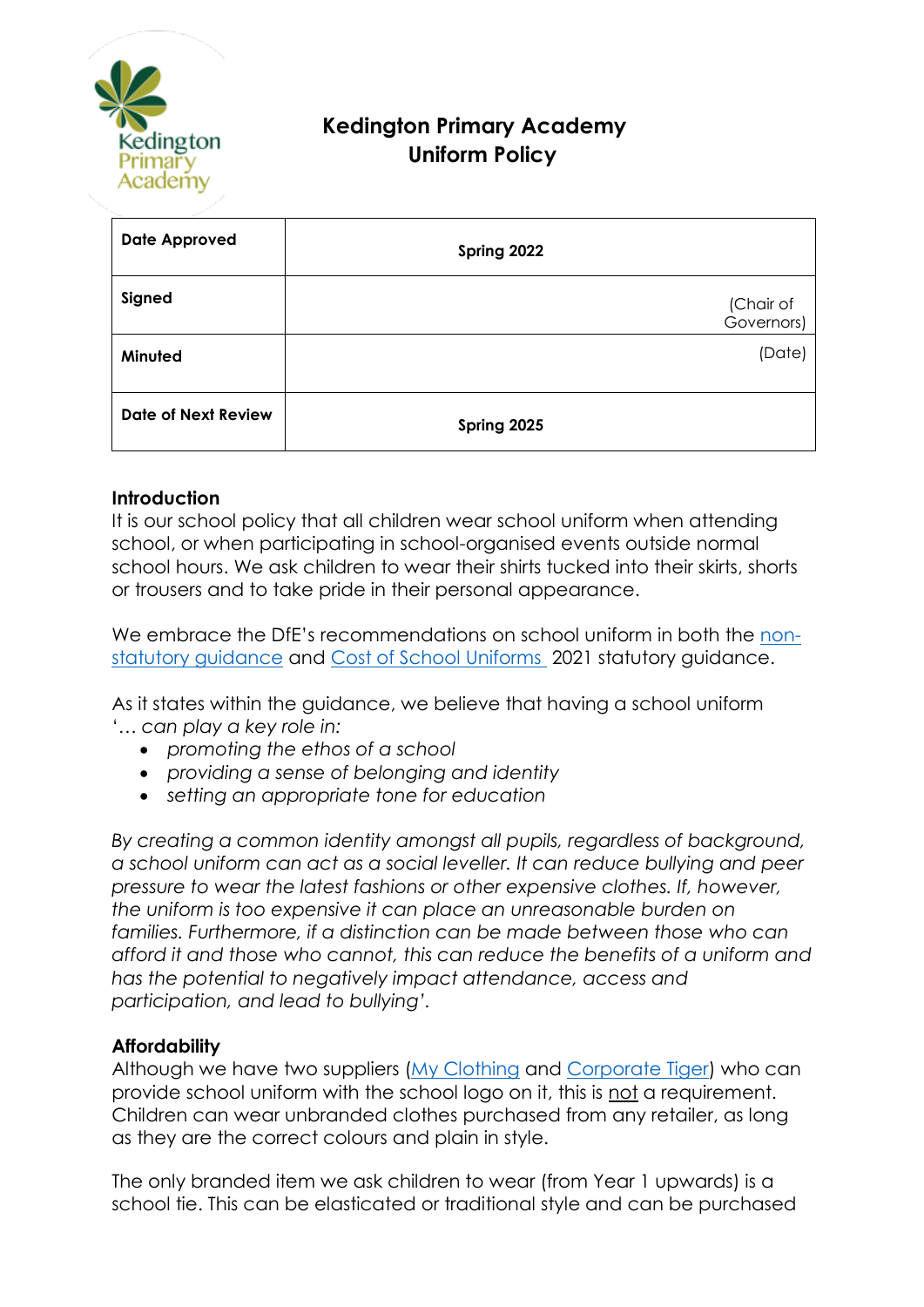# Kedington Primary Academy
# Uniform Policy

| Date Approved | Spring 2022 |
|---|---|
| Signed | (Chair of Governors) |
| Minuted | (Date) |
| Date of Next Review | Spring 2025 |

## Introduction

It is our school policy that all children wear school uniform when attending school, or when participating in school-organised events outside normal school hours. We ask children to wear their shirts tucked into their skirts, shorts or trousers and to take pride in their personal appearance.

We embrace the DfE's recommendations on school uniform in both the [non-statutory guidance] and [Cost of School Uniforms] 2021 statutory guidance.

As it states within the guidance, we believe that having a school uniform '*… can play a key role in:*

- *promoting the ethos of a school*
- *providing a sense of belonging and identity*
- *setting an appropriate tone for education*

*By creating a common identity amongst all pupils, regardless of background, a school uniform can act as a social leveller. It can reduce bullying and peer pressure to wear the latest fashions or other expensive clothes. If, however, the uniform is too expensive it can place an unreasonable burden on families. Furthermore, if a distinction can be made between those who can afford it and those who cannot, this can reduce the benefits of a uniform and has the potential to negatively impact attendance, access and participation, and lead to bullying*'.

## Affordability

Although we have two suppliers ([My Clothing] and [Corporate Tiger]) who can provide school uniform with the school logo on it, this is not a requirement. Children can wear unbranded clothes purchased from any retailer, as long as they are the correct colours and plain in style.

The only branded item we ask children to wear (from Year 1 upwards) is a school tie. This can be elasticated or traditional style and can be purchased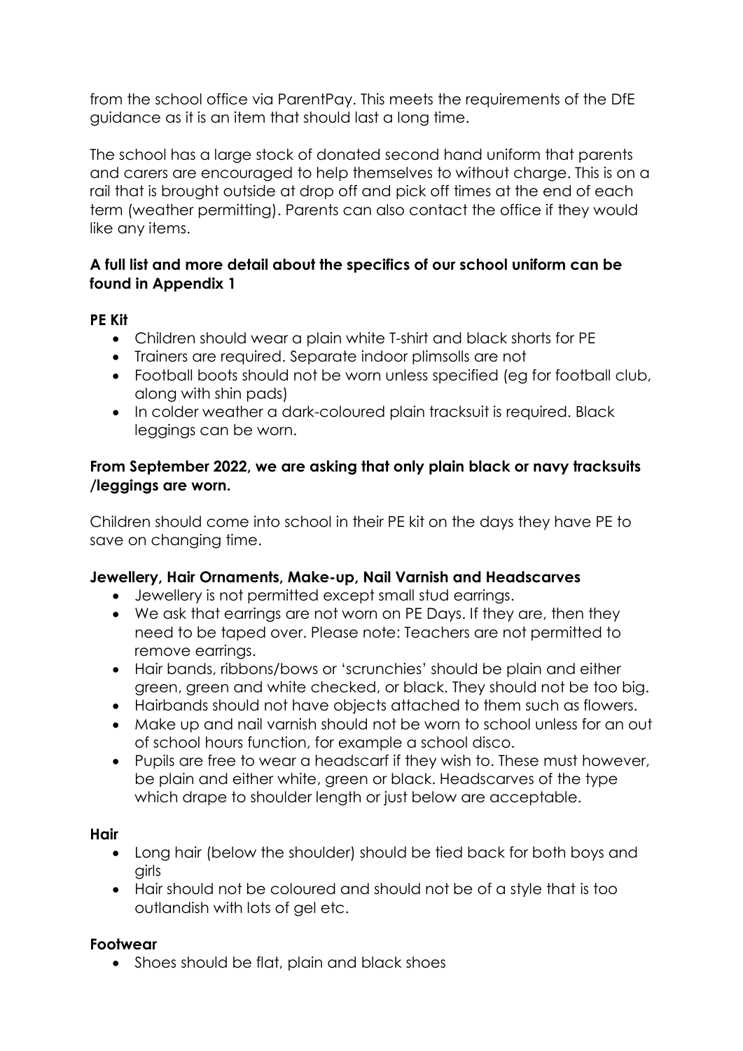from the school office via ParentPay. This meets the requirements of the DfE guidance as it is an item that should last a long time.

The school has a large stock of donated second hand uniform that parents and carers are encouraged to help themselves to without charge. This is on a rail that is brought outside at drop off and pick off times at the end of each term (weather permitting). Parents can also contact the office if they would like any items.

**A full list and more detail about the specifics of our school uniform can be found in Appendix 1**

**PE Kit**

- Children should wear a plain white T-shirt and black shorts for PE
- Trainers are required. Separate indoor plimsolls are not
- Football boots should not be worn unless specified (eg for football club, along with shin pads)
- In colder weather a dark-coloured plain tracksuit is required. Black leggings can be worn.

**From September 2022, we are asking that only plain black or navy tracksuits /leggings are worn.**

Children should come into school in their PE kit on the days they have PE to save on changing time.

**Jewellery, Hair Ornaments, Make-up, Nail Varnish and Headscarves**

- Jewellery is not permitted except small stud earrings.
- We ask that earrings are not worn on PE Days. If they are, then they need to be taped over. Please note: Teachers are not permitted to remove earrings.
- Hair bands, ribbons/bows or 'scrunchies' should be plain and either green, green and white checked, or black. They should not be too big.
- Hairbands should not have objects attached to them such as flowers.
- Make up and nail varnish should not be worn to school unless for an out of school hours function, for example a school disco.
- Pupils are free to wear a headscarf if they wish to. These must however, be plain and either white, green or black. Headscarves of the type which drape to shoulder length or just below are acceptable.

**Hair**

- Long hair (below the shoulder) should be tied back for both boys and girls
- Hair should not be coloured and should not be of a style that is too outlandish with lots of gel etc.

**Footwear**

- Shoes should be flat, plain and black shoes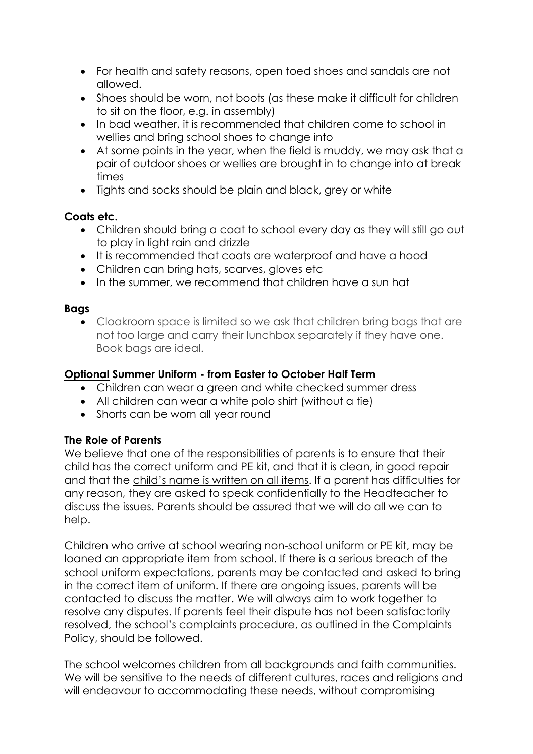- For health and safety reasons, open toed shoes and sandals are not allowed.
- Shoes should be worn, not boots (as these make it difficult for children to sit on the floor, e.g. in assembly)
- In bad weather, it is recommended that children come to school in wellies and bring school shoes to change into
- At some points in the year, when the field is muddy, we may ask that a pair of outdoor shoes or wellies are brought in to change into at break times
- Tights and socks should be plain and black, grey or white

**Coats etc.**

- Children should bring a coat to school <u>every</u> day as they will still go out to play in light rain and drizzle
- It is recommended that coats are waterproof and have a hood
- Children can bring hats, scarves, gloves etc
- In the summer, we recommend that children have a sun hat

**Bags**

- Cloakroom space is limited so we ask that children bring bags that are not too large and carry their lunchbox separately if they have one. Book bags are ideal.

**<u>Optional</u> Summer Uniform - from Easter to October Half Term**

- Children can wear a green and white checked summer dress
- All children can wear a white polo shirt (without a tie)
- Shorts can be worn all year round

**The Role of Parents**

We believe that one of the responsibilities of parents is to ensure that their child has the correct uniform and PE kit, and that it is clean, in good repair and that the <u>child's name is written on all items</u>. If a parent has difficulties for any reason, they are asked to speak confidentially to the Headteacher to discuss the issues. Parents should be assured that we will do all we can to help.

Children who arrive at school wearing non-school uniform or PE kit, may be loaned an appropriate item from school. If there is a serious breach of the school uniform expectations, parents may be contacted and asked to bring in the correct item of uniform. If there are ongoing issues, parents will be contacted to discuss the matter. We will always aim to work together to resolve any disputes. If parents feel their dispute has not been satisfactorily resolved, the school's complaints procedure, as outlined in the Complaints Policy, should be followed.

The school welcomes children from all backgrounds and faith communities. We will be sensitive to the needs of different cultures, races and religions and will endeavour to accommodating these needs, without compromising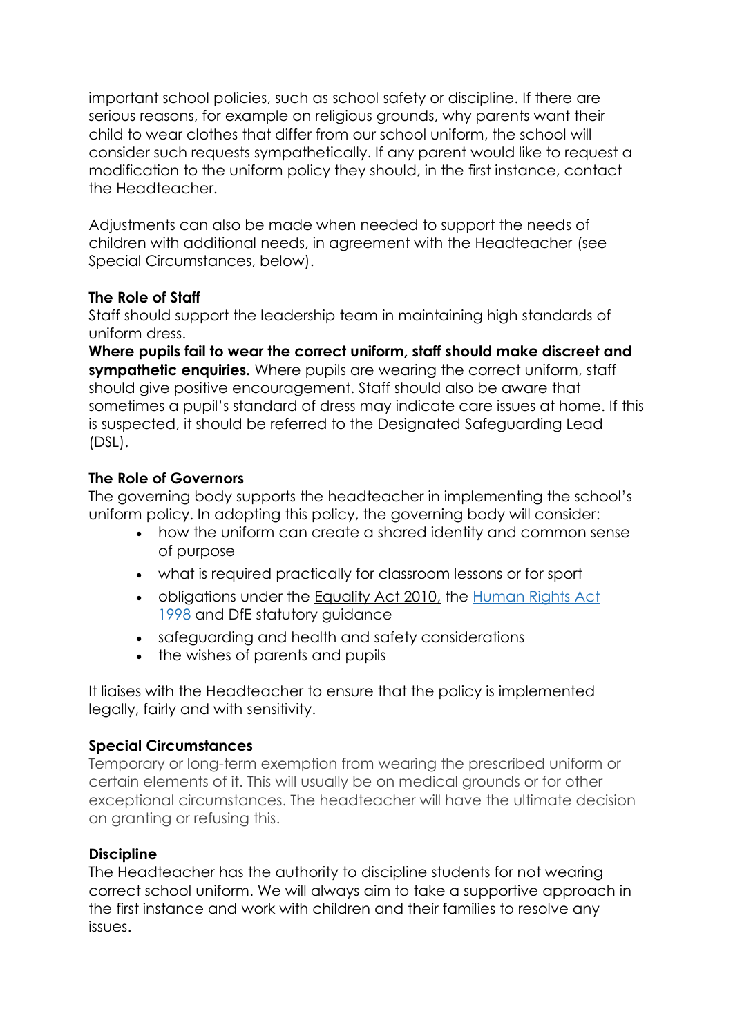important school policies, such as school safety or discipline. If there are serious reasons, for example on religious grounds, why parents want their child to wear clothes that differ from our school uniform, the school will consider such requests sympathetically. If any parent would like to request a modification to the uniform policy they should, in the first instance, contact the Headteacher.

Adjustments can also be made when needed to support the needs of children with additional needs, in agreement with the Headteacher (see Special Circumstances, below).

**The Role of Staff**

Staff should support the leadership team in maintaining high standards of uniform dress.

**Where pupils fail to wear the correct uniform, staff should make discreet and sympathetic enquiries.** Where pupils are wearing the correct uniform, staff should give positive encouragement. Staff should also be aware that sometimes a pupil's standard of dress may indicate care issues at home. If this is suspected, it should be referred to the Designated Safeguarding Lead (DSL).

**The Role of Governors**

The governing body supports the headteacher in implementing the school's uniform policy. In adopting this policy, the governing body will consider:

- how the uniform can create a shared identity and common sense of purpose
- what is required practically for classroom lessons or for sport
- obligations under the Equality Act 2010, the Human Rights Act 1998 and DfE statutory guidance
- safeguarding and health and safety considerations
- the wishes of parents and pupils

It liaises with the Headteacher to ensure that the policy is implemented legally, fairly and with sensitivity.

**Special Circumstances**

Temporary or long-term exemption from wearing the prescribed uniform or certain elements of it. This will usually be on medical grounds or for other exceptional circumstances. The headteacher will have the ultimate decision on granting or refusing this.

**Discipline**

The Headteacher has the authority to discipline students for not wearing correct school uniform. We will always aim to take a supportive approach in the first instance and work with children and their families to resolve any issues.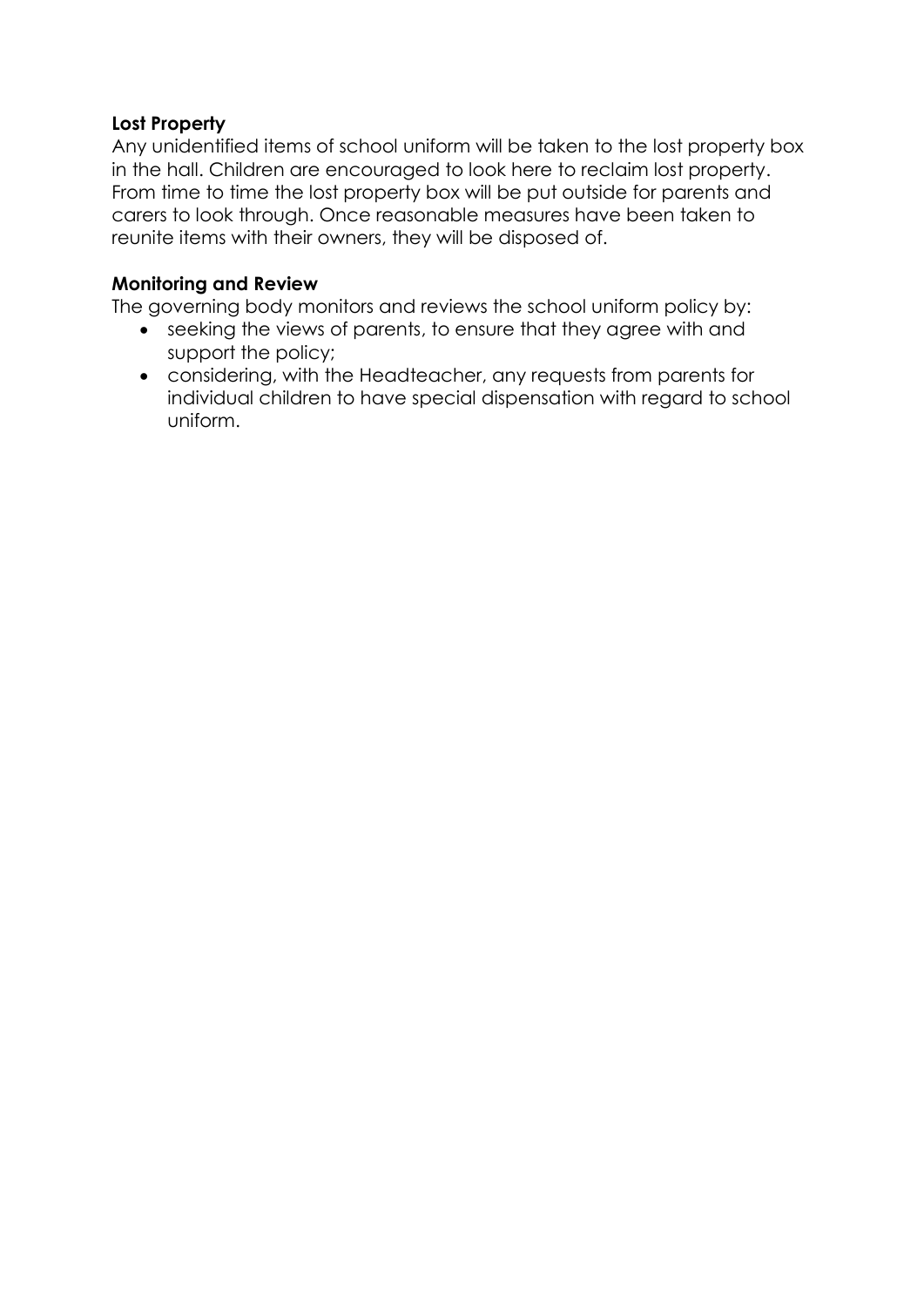**Lost Property**

Any unidentified items of school uniform will be taken to the lost property box in the hall. Children are encouraged to look here to reclaim lost property. From time to time the lost property box will be put outside for parents and carers to look through. Once reasonable measures have been taken to reunite items with their owners, they will be disposed of.

**Monitoring and Review**

The governing body monitors and reviews the school uniform policy by:

- seeking the views of parents, to ensure that they agree with and support the policy;
- considering, with the Headteacher, any requests from parents for individual children to have special dispensation with regard to school uniform.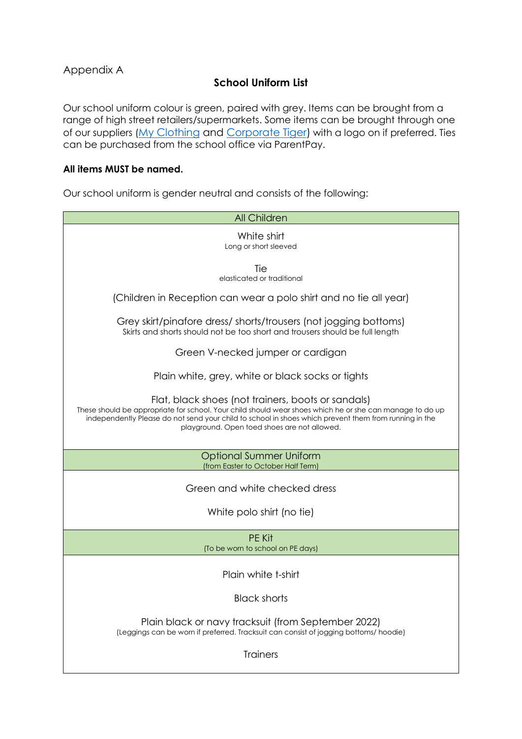Appendix A

## School Uniform List

Our school uniform colour is green, paired with grey. Items can be brought from a range of high street retailers/supermarkets. Some items can be brought through one of our suppliers (My Clothing and Corporate Tiger) with a logo on if preferred. Ties can be purchased from the school office via ParentPay.

**All items MUST be named.**

Our school uniform is gender neutral and consists of the following:

| All Children |
|---|
| White shirt<br>Long or short sleeved<br><br>Tie<br>elasticated or traditional<br><br>(Children in Reception can wear a polo shirt and no tie all year)<br><br>Grey skirt/pinafore dress/ shorts/trousers (not jogging bottoms)<br>Skirts and shorts should not be too short and trousers should be full length<br><br>Green V-necked jumper or cardigan<br><br>Plain white, grey, white or black socks or tights<br><br>Flat, black shoes (not trainers, boots or sandals)<br>These should be appropriate for school. Your child should wear shoes which he or she can manage to do up independently Please do not send your child to school in shoes which prevent them from running in the playground. Open toed shoes are not allowed. |
| **Optional Summer Uniform**<br>(from Easter to October Half Term) |
| Green and white checked dress<br><br>White polo shirt (no tie) |
| **PE Kit**<br>(To be worn to school on PE days) |
| Plain white t-shirt<br><br>Black shorts<br><br>Plain black or navy tracksuit (from September 2022)<br>(Leggings can be worn if preferred. Tracksuit can consist of jogging bottoms/ hoodie)<br><br>Trainers |